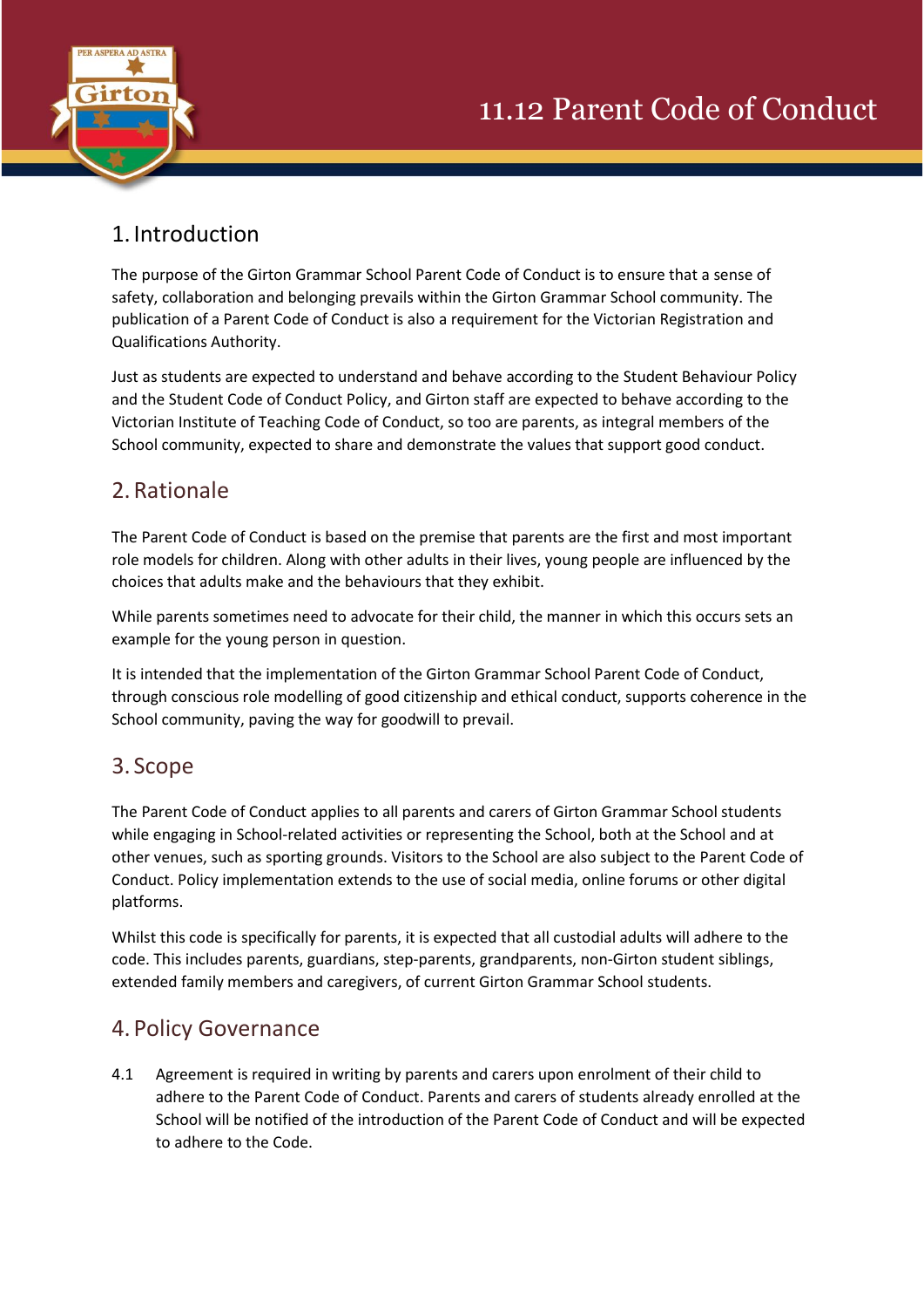# 11.12 Parent Code of Conduct

## 1. Introduction

The purpose of the Girton Grammar School Parent Code of Conduct is to ensure that a sense of safety, collaboration and belonging prevails within the Girton Grammar School community. The publication of a Parent Code of Conduct is also a requirement for the Victorian Registration and Qualifications Authority.

Just as students are expected to understand and behave according to the Student Behaviour Policy and the Student Code of Conduct Policy, and Girton staff are expected to behave according to the Victorian Institute of Teaching Code of Conduct, so too are parents, as integral members of the School community, expected to share and demonstrate the values that support good conduct.

## 2. Rationale

The Parent Code of Conduct is based on the premise that parents are the first and most important role models for children. Along with other adults in their lives, young people are influenced by the choices that adults make and the behaviours that they exhibit.

While parents sometimes need to advocate for their child, the manner in which this occurs sets an example for the young person in question.

It is intended that the implementation of the Girton Grammar School Parent Code of Conduct, through conscious role modelling of good citizenship and ethical conduct, supports coherence in the School community, paving the way for goodwill to prevail.

## 3. Scope

The Parent Code of Conduct applies to all parents and carers of Girton Grammar School students while engaging in School-related activities or representing the School, both at the School and at other venues, such as sporting grounds. Visitors to the School are also subject to the Parent Code of Conduct. Policy implementation extends to the use of social media, online forums or other digital platforms.

Whilst this code is specifically for parents, it is expected that all custodial adults will adhere to the code. This includes parents, guardians, step-parents, grandparents, non-Girton student siblings, extended family members and caregivers, of current Girton Grammar School students.

## 4. Policy Governance

4.1 Agreement is required in writing by parents and carers upon enrolment of their child to adhere to the Parent Code of Conduct. Parents and carers of students already enrolled at the School will be notified of the introduction of the Parent Code of Conduct and will be expected to adhere to the Code.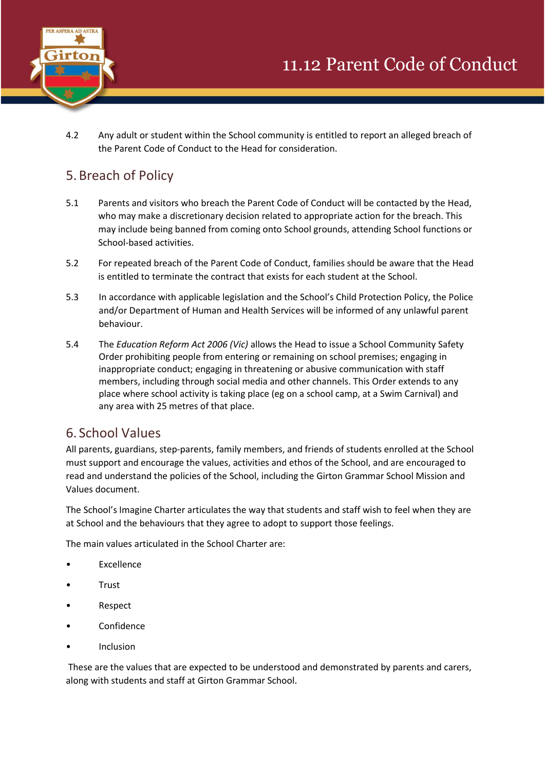4.2 Any adult or student within the School community is entitled to report an alleged breach of the Parent Code of Conduct to the Head for consideration.

## 5. Breach of Policy

5.1 Parents and visitors who breach the Parent Code of Conduct will be contacted by the Head, who may make a discretionary decision related to appropriate action for the breach. This may include being banned from coming onto School grounds, attending School functions or School-based activities.

5.2 For repeated breach of the Parent Code of Conduct, families should be aware that the Head is entitled to terminate the contract that exists for each student at the School.

5.3 In accordance with applicable legislation and the School's Child Protection Policy, the Police and/or Department of Human and Health Services will be informed of any unlawful parent behaviour.

5.4 The *Education Reform Act 2006 (Vic)* allows the Head to issue a School Community Safety Order prohibiting people from entering or remaining on school premises; engaging in inappropriate conduct; engaging in threatening or abusive communication with staff members, including through social media and other channels. This Order extends to any place where school activity is taking place (eg on a school camp, at a Swim Carnival) and any area with 25 metres of that place.

## 6. School Values

All parents, guardians, step-parents, family members, and friends of students enrolled at the School must support and encourage the values, activities and ethos of the School, and are encouraged to read and understand the policies of the School, including the Girton Grammar School Mission and Values document.

The School's Imagine Charter articulates the way that students and staff wish to feel when they are at School and the behaviours that they agree to adopt to support those feelings.

The main values articulated in the School Charter are:

- Excellence
- Trust
- Respect
- Confidence
- Inclusion

These are the values that are expected to be understood and demonstrated by parents and carers, along with students and staff at Girton Grammar School.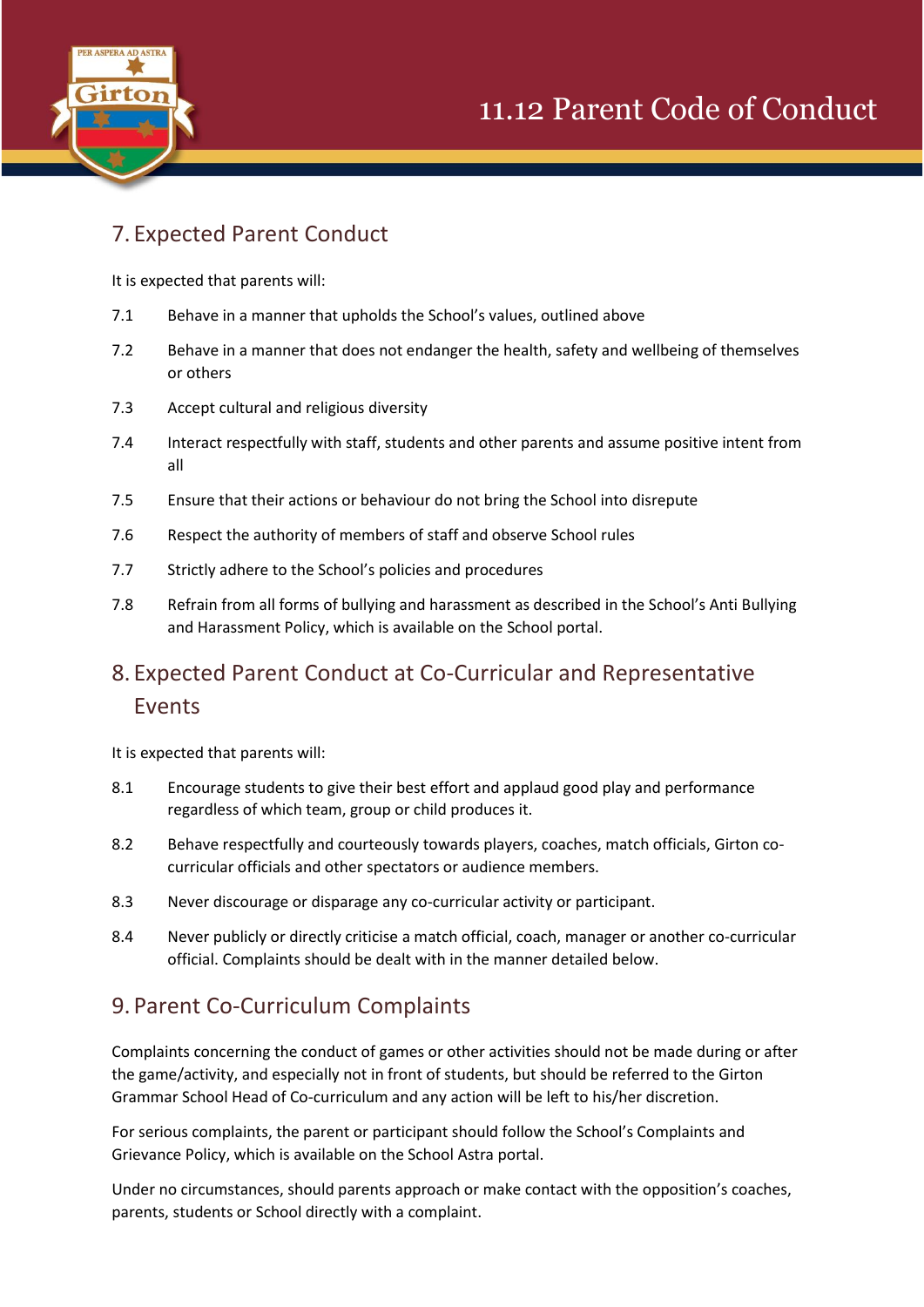## 7. Expected Parent Conduct

It is expected that parents will:

7.1 Behave in a manner that upholds the School's values, outlined above

7.2 Behave in a manner that does not endanger the health, safety and wellbeing of themselves or others

7.3 Accept cultural and religious diversity

7.4 Interact respectfully with staff, students and other parents and assume positive intent from all

7.5 Ensure that their actions or behaviour do not bring the School into disrepute

7.6 Respect the authority of members of staff and observe School rules

7.7 Strictly adhere to the School's policies and procedures

7.8 Refrain from all forms of bullying and harassment as described in the School's Anti Bullying and Harassment Policy, which is available on the School portal.

## 8. Expected Parent Conduct at Co-Curricular and Representative Events

It is expected that parents will:

8.1 Encourage students to give their best effort and applaud good play and performance regardless of which team, group or child produces it.

8.2 Behave respectfully and courteously towards players, coaches, match officials, Girton co-curricular officials and other spectators or audience members.

8.3 Never discourage or disparage any co-curricular activity or participant.

8.4 Never publicly or directly criticise a match official, coach, manager or another co-curricular official. Complaints should be dealt with in the manner detailed below.

## 9. Parent Co-Curriculum Complaints

Complaints concerning the conduct of games or other activities should not be made during or after the game/activity, and especially not in front of students, but should be referred to the Girton Grammar School Head of Co-curriculum and any action will be left to his/her discretion.

For serious complaints, the parent or participant should follow the School's Complaints and Grievance Policy, which is available on the School Astra portal.

Under no circumstances, should parents approach or make contact with the opposition's coaches, parents, students or School directly with a complaint.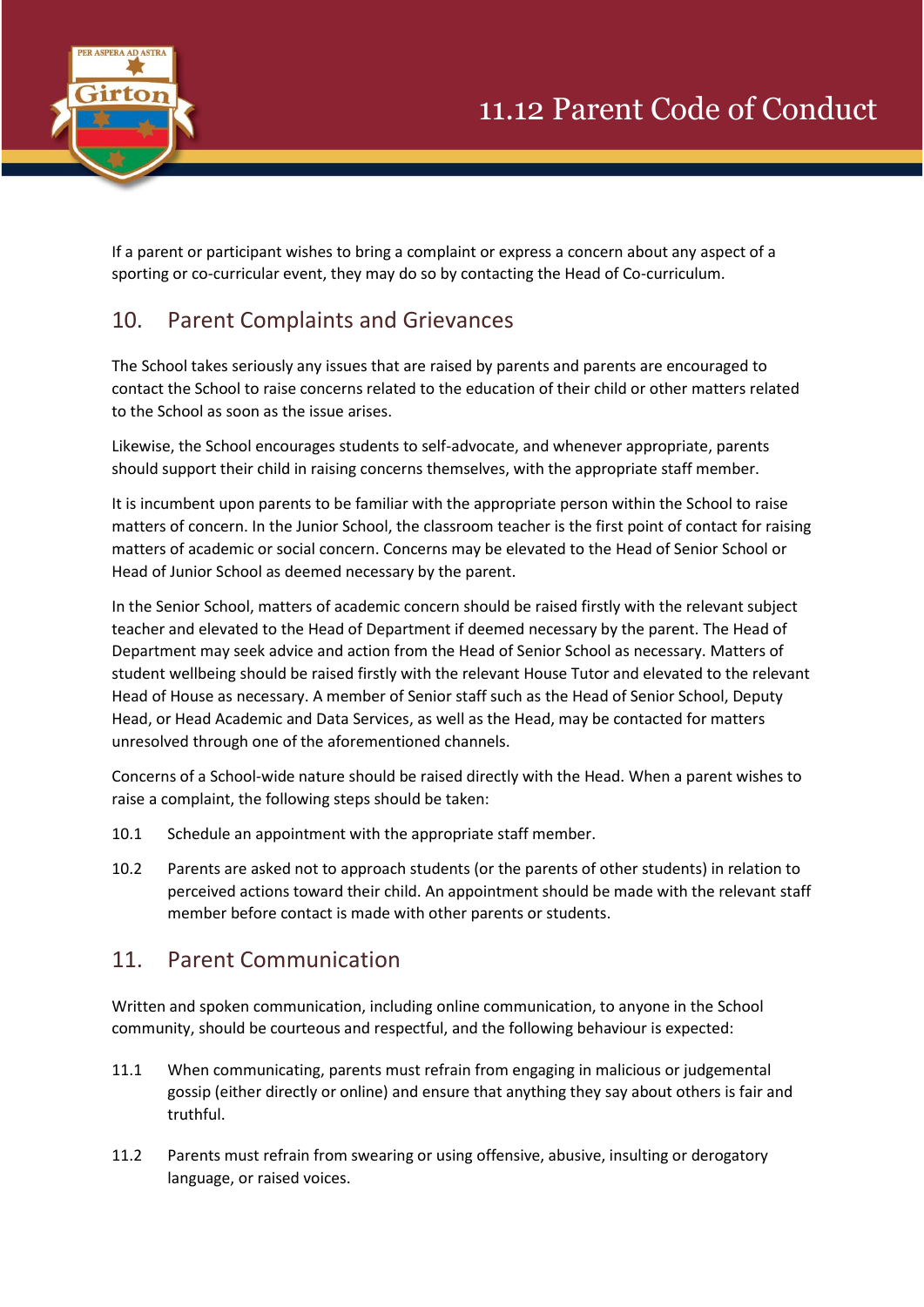If a parent or participant wishes to bring a complaint or express a concern about any aspect of a sporting or co-curricular event, they may do so by contacting the Head of Co-curriculum.

## 10. Parent Complaints and Grievances

The School takes seriously any issues that are raised by parents and parents are encouraged to contact the School to raise concerns related to the education of their child or other matters related to the School as soon as the issue arises.

Likewise, the School encourages students to self-advocate, and whenever appropriate, parents should support their child in raising concerns themselves, with the appropriate staff member.

It is incumbent upon parents to be familiar with the appropriate person within the School to raise matters of concern. In the Junior School, the classroom teacher is the first point of contact for raising matters of academic or social concern. Concerns may be elevated to the Head of Senior School or Head of Junior School as deemed necessary by the parent.

In the Senior School, matters of academic concern should be raised firstly with the relevant subject teacher and elevated to the Head of Department if deemed necessary by the parent. The Head of Department may seek advice and action from the Head of Senior School as necessary. Matters of student wellbeing should be raised firstly with the relevant House Tutor and elevated to the relevant Head of House as necessary. A member of Senior staff such as the Head of Senior School, Deputy Head, or Head Academic and Data Services, as well as the Head, may be contacted for matters unresolved through one of the aforementioned channels.

Concerns of a School-wide nature should be raised directly with the Head. When a parent wishes to raise a complaint, the following steps should be taken:

10.1 Schedule an appointment with the appropriate staff member.

10.2 Parents are asked not to approach students (or the parents of other students) in relation to perceived actions toward their child. An appointment should be made with the relevant staff member before contact is made with other parents or students.

## 11. Parent Communication

Written and spoken communication, including online communication, to anyone in the School community, should be courteous and respectful, and the following behaviour is expected:

11.1 When communicating, parents must refrain from engaging in malicious or judgemental gossip (either directly or online) and ensure that anything they say about others is fair and truthful.

11.2 Parents must refrain from swearing or using offensive, abusive, insulting or derogatory language, or raised voices.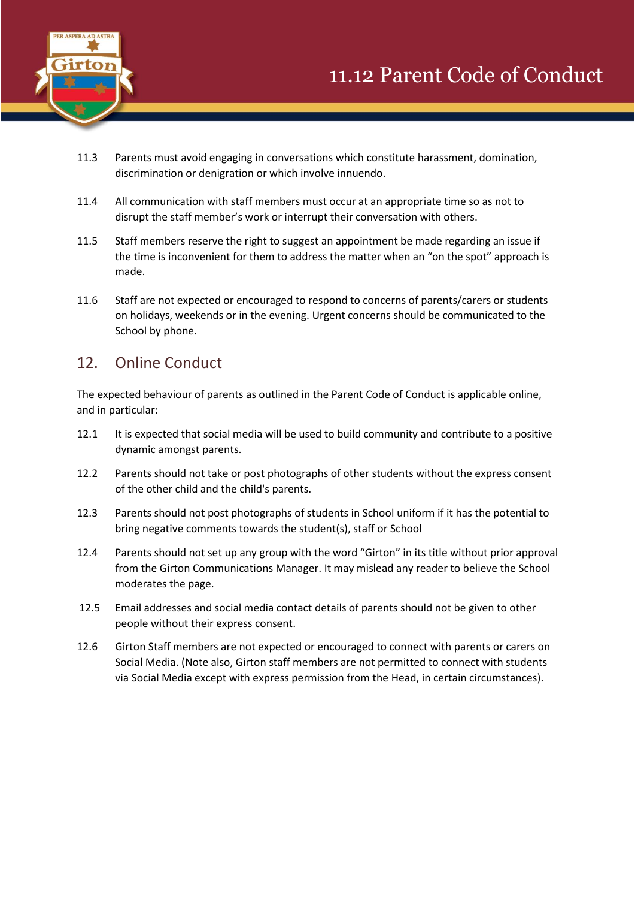11.3 Parents must avoid engaging in conversations which constitute harassment, domination, discrimination or denigration or which involve innuendo.

11.4 All communication with staff members must occur at an appropriate time so as not to disrupt the staff member's work or interrupt their conversation with others.

11.5 Staff members reserve the right to suggest an appointment be made regarding an issue if the time is inconvenient for them to address the matter when an "on the spot" approach is made.

11.6 Staff are not expected or encouraged to respond to concerns of parents/carers or students on holidays, weekends or in the evening. Urgent concerns should be communicated to the School by phone.

## 12. Online Conduct

The expected behaviour of parents as outlined in the Parent Code of Conduct is applicable online, and in particular:

12.1 It is expected that social media will be used to build community and contribute to a positive dynamic amongst parents.

12.2 Parents should not take or post photographs of other students without the express consent of the other child and the child's parents.

12.3 Parents should not post photographs of students in School uniform if it has the potential to bring negative comments towards the student(s), staff or School

12.4 Parents should not set up any group with the word "Girton" in its title without prior approval from the Girton Communications Manager. It may mislead any reader to believe the School moderates the page.

12.5 Email addresses and social media contact details of parents should not be given to other people without their express consent.

12.6 Girton Staff members are not expected or encouraged to connect with parents or carers on Social Media. (Note also, Girton staff members are not permitted to connect with students via Social Media except with express permission from the Head, in certain circumstances).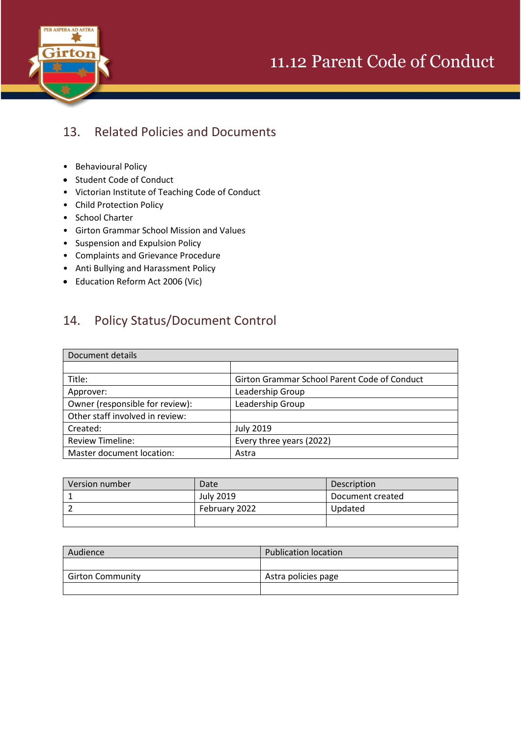## 13. Related Policies and Documents

- Behavioural Policy
- Student Code of Conduct
- Victorian Institute of Teaching Code of Conduct
- Child Protection Policy
- School Charter
- Girton Grammar School Mission and Values
- Suspension and Expulsion Policy
- Complaints and Grievance Procedure
- Anti Bullying and Harassment Policy
- Education Reform Act 2006 (Vic)

## 14. Policy Status/Document Control

| Document details | |
|---|---|
| | |
| Title: | Girton Grammar School Parent Code of Conduct |
| Approver: | Leadership Group |
| Owner (responsible for review): | Leadership Group |
| Other staff involved in review: | |
| Created: | July 2019 |
| Review Timeline: | Every three years (2022) |
| Master document location: | Astra |

| Version number | Date | Description |
|---|---|---|
| 1 | July 2019 | Document created |
| 2 | February 2022 | Updated |
| | | |

| Audience | Publication location |
|---|---|
| | |
| Girton Community | Astra policies page |
| | |